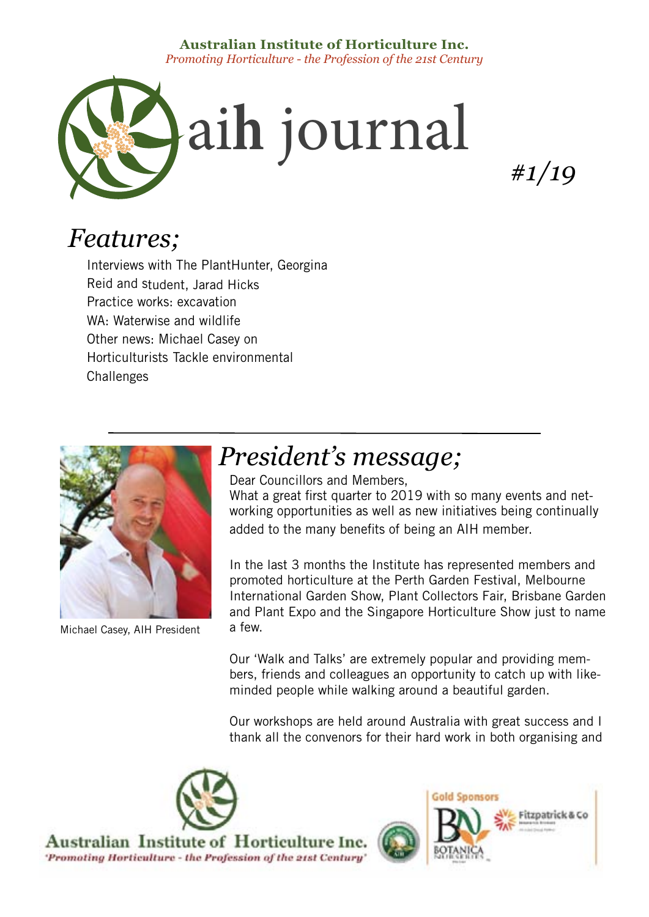**Australian Institute of Horticulture Inc.**
*Promoting Horticulture - the Profession of the 21st Century*

# aih journal

*#1/19*

## Features;

Interviews with The PlantHunter, Georgina Reid and student, Jarad Hicks
Practice works: excavation
WA: Waterwise and wildlife
Other news: Michael Casey on Horticulturists Tackle environmental Challenges

## President's message;

Michael Casey, AIH President

Dear Councillors and Members,
What a great first quarter to 2019 with so many events and networking opportunities as well as new initiatives being continually added to the many benefits of being an AIH member.

In the last 3 months the Institute has represented members and promoted horticulture at the Perth Garden Festival, Melbourne International Garden Show, Plant Collectors Fair, Brisbane Garden and Plant Expo and the Singapore Horticulture Show just to name a few.

Our 'Walk and Talks' are extremely popular and providing members, friends and colleagues an opportunity to catch up with like-minded people while walking around a beautiful garden.

Our workshops are held around Australia with great success and I thank all the convenors for their hard work in both organising and

Australian Institute of Horticulture Inc.
'Promoting Horticulture - the Profession of the 21st Century'

Gold Sponsors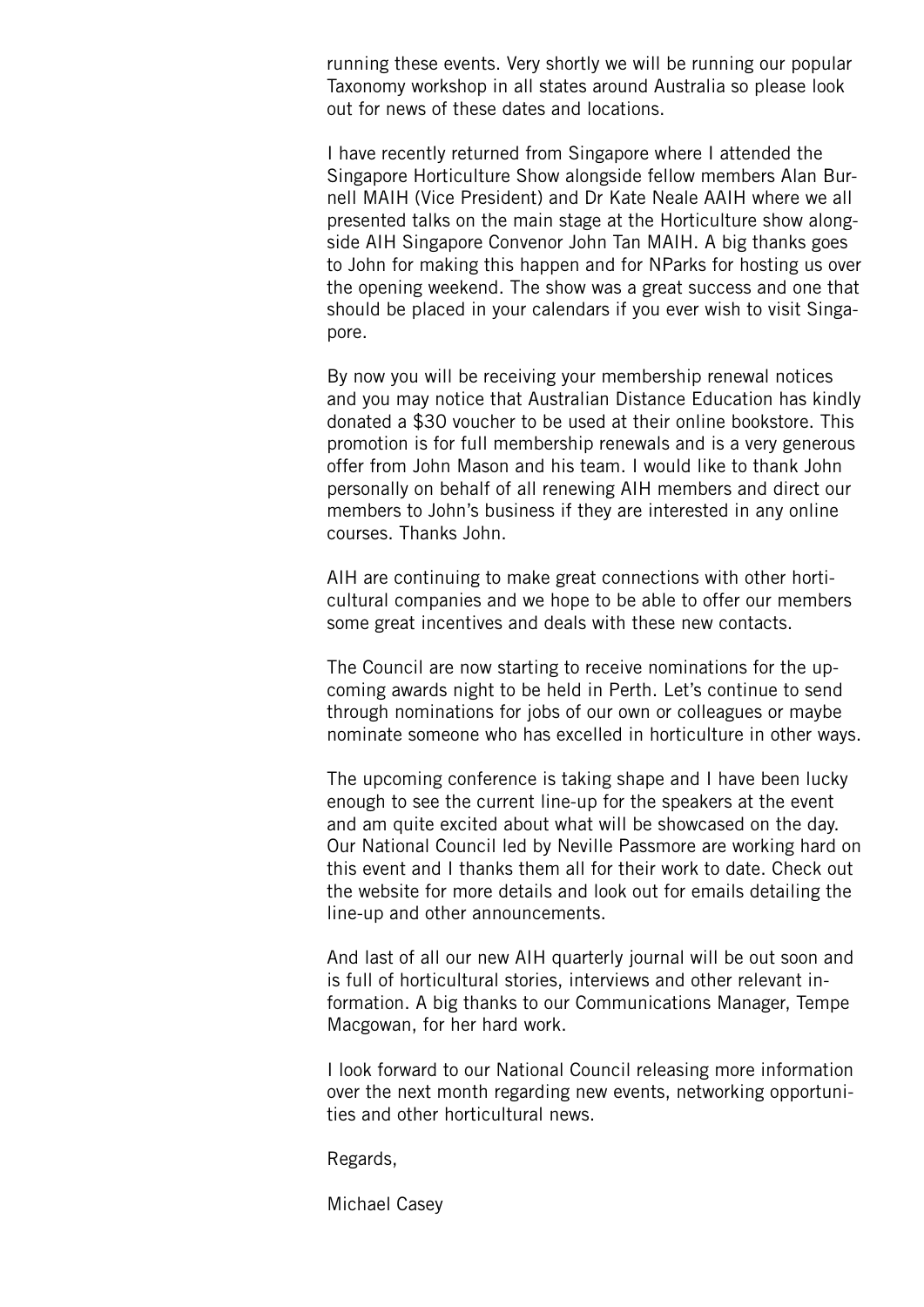running these events. Very shortly we will be running our popular Taxonomy workshop in all states around Australia so please look out for news of these dates and locations.

I have recently returned from Singapore where I attended the Singapore Horticulture Show alongside fellow members Alan Burnell MAIH (Vice President) and Dr Kate Neale AAIH where we all presented talks on the main stage at the Horticulture show alongside AIH Singapore Convenor John Tan MAIH. A big thanks goes to John for making this happen and for NParks for hosting us over the opening weekend. The show was a great success and one that should be placed in your calendars if you ever wish to visit Singapore.

By now you will be receiving your membership renewal notices and you may notice that Australian Distance Education has kindly donated a $30 voucher to be used at their online bookstore. This promotion is for full membership renewals and is a very generous offer from John Mason and his team. I would like to thank John personally on behalf of all renewing AIH members and direct our members to John's business if they are interested in any online courses. Thanks John.

AIH are continuing to make great connections with other horticultural companies and we hope to be able to offer our members some great incentives and deals with these new contacts.

The Council are now starting to receive nominations for the upcoming awards night to be held in Perth. Let's continue to send through nominations for jobs of our own or colleagues or maybe nominate someone who has excelled in horticulture in other ways.

The upcoming conference is taking shape and I have been lucky enough to see the current line-up for the speakers at the event and am quite excited about what will be showcased on the day. Our National Council led by Neville Passmore are working hard on this event and I thanks them all for their work to date. Check out the website for more details and look out for emails detailing the line-up and other announcements.

And last of all our new AIH quarterly journal will be out soon and is full of horticultural stories, interviews and other relevant information. A big thanks to our Communications Manager, Tempe Macgowan, for her hard work.

I look forward to our National Council releasing more information over the next month regarding new events, networking opportunities and other horticultural news.

Regards,

Michael Casey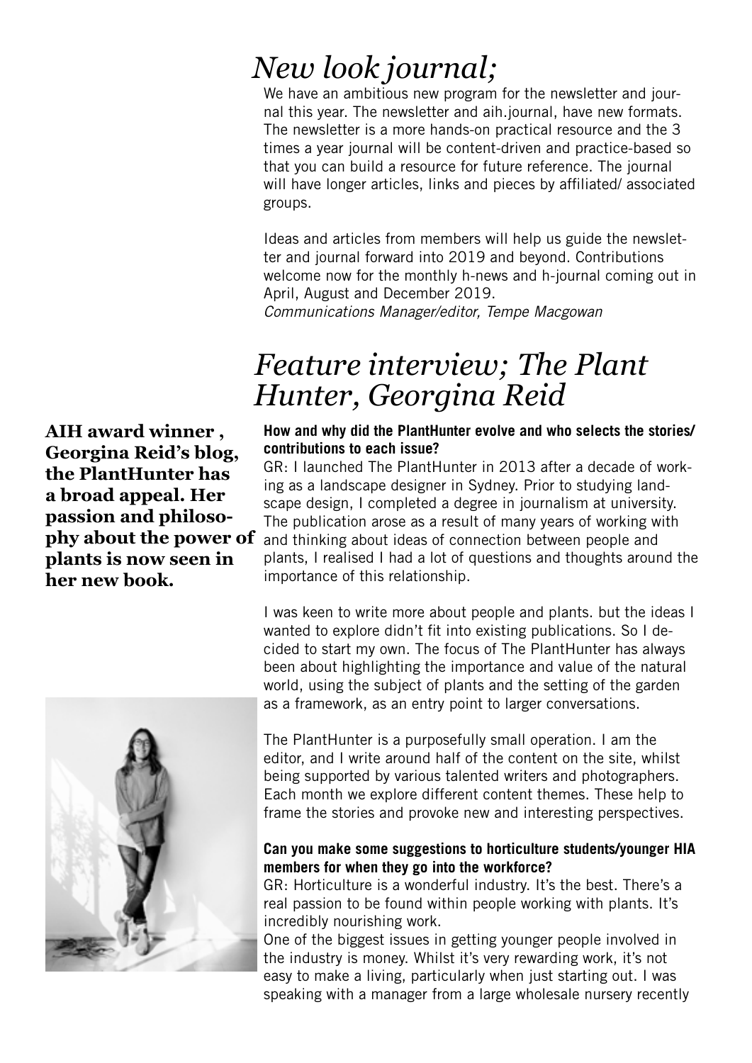# *New look journal;*

We have an ambitious new program for the newsletter and journal this year. The newsletter and aih.journal, have new formats. The newsletter is a more hands-on practical resource and the 3 times a year journal will be content-driven and practice-based so that you can build a resource for future reference. The journal will have longer articles, links and pieces by affiliated/ associated groups.

Ideas and articles from members will help us guide the newsletter and journal forward into 2019 and beyond. Contributions welcome now for the monthly h-news and h-journal coming out in April, August and December 2019.
*Communications Manager/editor, Tempe Macgowan*

# *Feature interview; The Plant Hunter, Georgina Reid*

**AIH award winner , Georgina Reid's blog, the PlantHunter has a broad appeal. Her passion and philosophy about the power of plants is now seen in her new book.**

**How and why did the PlantHunter evolve and who selects the stories/ contributions to each issue?**

GR: I launched The PlantHunter in 2013 after a decade of working as a landscape designer in Sydney. Prior to studying landscape design, I completed a degree in journalism at university. The publication arose as a result of many years of working with and thinking about ideas of connection between people and plants, I realised I had a lot of questions and thoughts around the importance of this relationship.

I was keen to write more about people and plants. but the ideas I wanted to explore didn't fit into existing publications. So I decided to start my own. The focus of The PlantHunter has always been about highlighting the importance and value of the natural world, using the subject of plants and the setting of the garden as a framework, as an entry point to larger conversations.

The PlantHunter is a purposefully small operation. I am the editor, and I write around half of the content on the site, whilst being supported by various talented writers and photographers. Each month we explore different content themes. These help to frame the stories and provoke new and interesting perspectives.

**Can you make some suggestions to horticulture students/younger HIA members for when they go into the workforce?**

GR: Horticulture is a wonderful industry. It's the best. There's a real passion to be found within people working with plants. It's incredibly nourishing work.

One of the biggest issues in getting younger people involved in the industry is money. Whilst it's very rewarding work, it's not easy to make a living, particularly when just starting out. I was speaking with a manager from a large wholesale nursery recently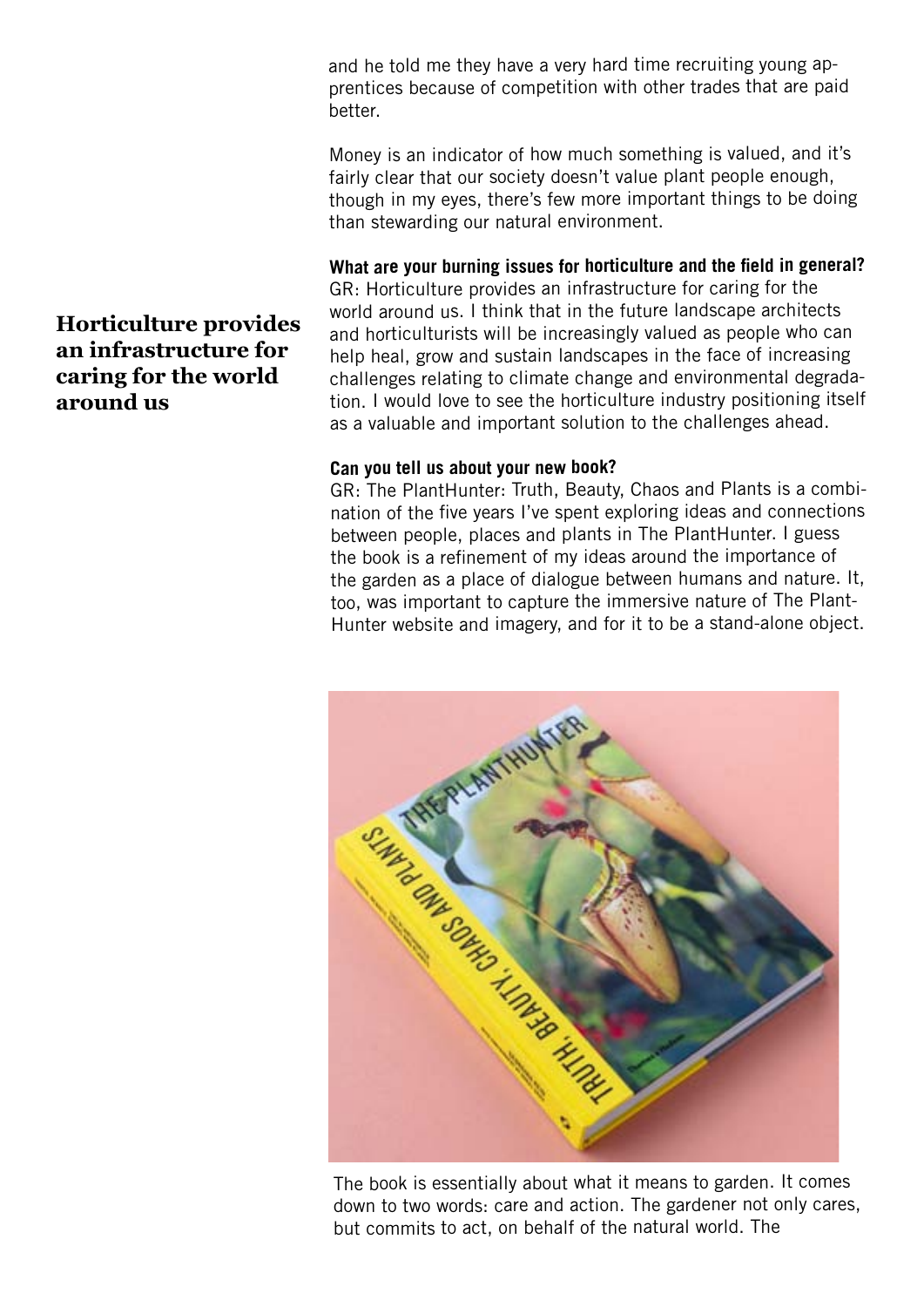and he told me they have a very hard time recruiting young apprentices because of competition with other trades that are paid better.

Money is an indicator of how much something is valued, and it's fairly clear that our society doesn't value plant people enough, though in my eyes, there's few more important things to be doing than stewarding our natural environment.

**Horticulture provides an infrastructure for caring for the world around us**

**What are your burning issues for horticulture and the field in general?**
GR: Horticulture provides an infrastructure for caring for the world around us. I think that in the future landscape architects and horticulturists will be increasingly valued as people who can help heal, grow and sustain landscapes in the face of increasing challenges relating to climate change and environmental degradation. I would love to see the horticulture industry positioning itself as a valuable and important solution to the challenges ahead.

**Can you tell us about your new book?**
GR: The PlantHunter: Truth, Beauty, Chaos and Plants is a combination of the five years I've spent exploring ideas and connections between people, places and plants in The PlantHunter. I guess the book is a refinement of my ideas around the importance of the garden as a place of dialogue between humans and nature. It, too, was important to capture the immersive nature of The PlantHunter website and imagery, and for it to be a stand-alone object.

The book is essentially about what it means to garden. It comes down to two words: care and action. The gardener not only cares, but commits to act, on behalf of the natural world. The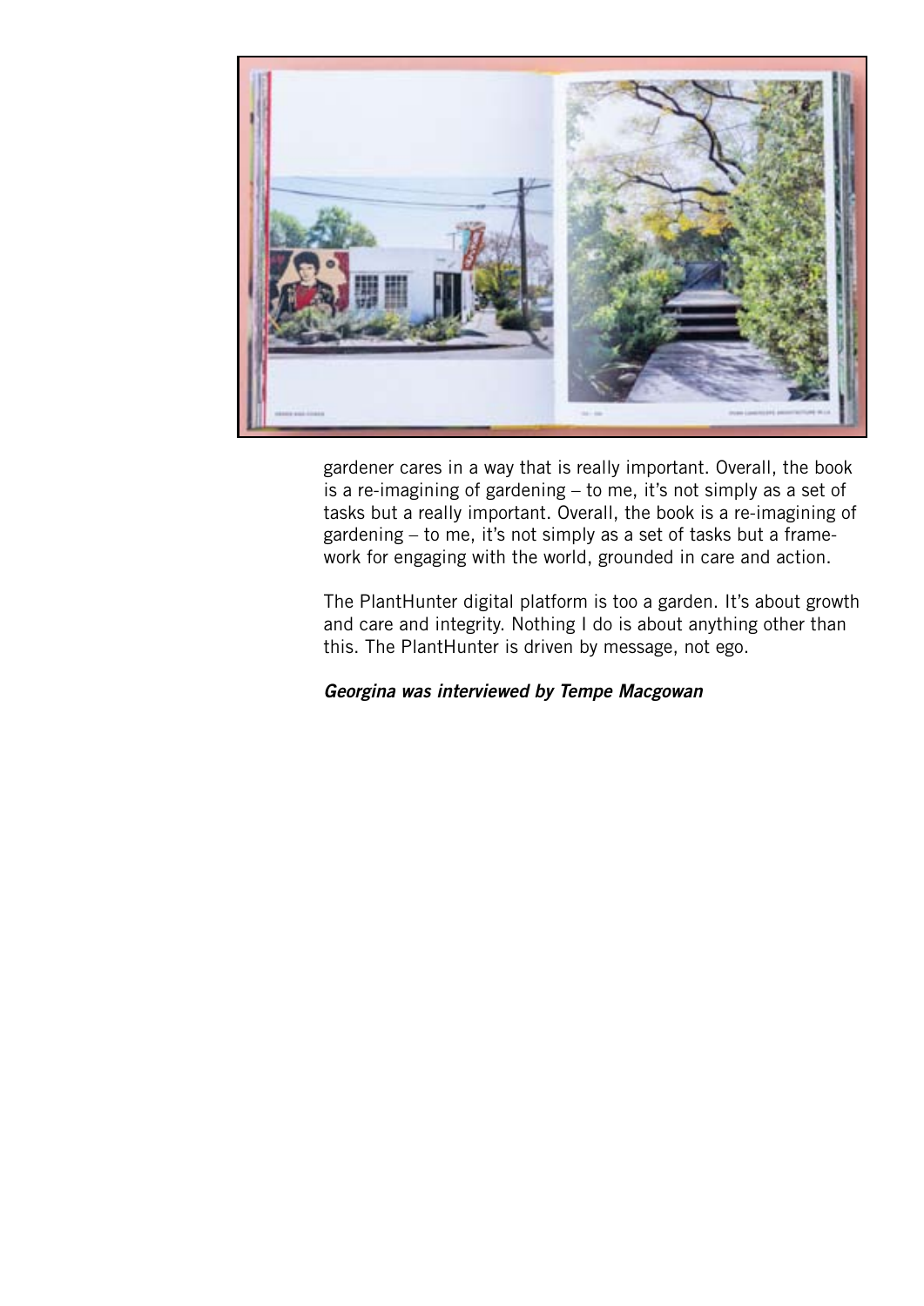gardener cares in a way that is really important. Overall, the book is a re-imagining of gardening – to me, it's not simply as a set of tasks but a really important. Overall, the book is a re-imagining of gardening – to me, it's not simply as a set of tasks but a framework for engaging with the world, grounded in care and action.

The PlantHunter digital platform is too a garden. It's about growth and care and integrity. Nothing I do is about anything other than this. The PlantHunter is driven by message, not ego.

***Georgina was interviewed by Tempe Macgowan***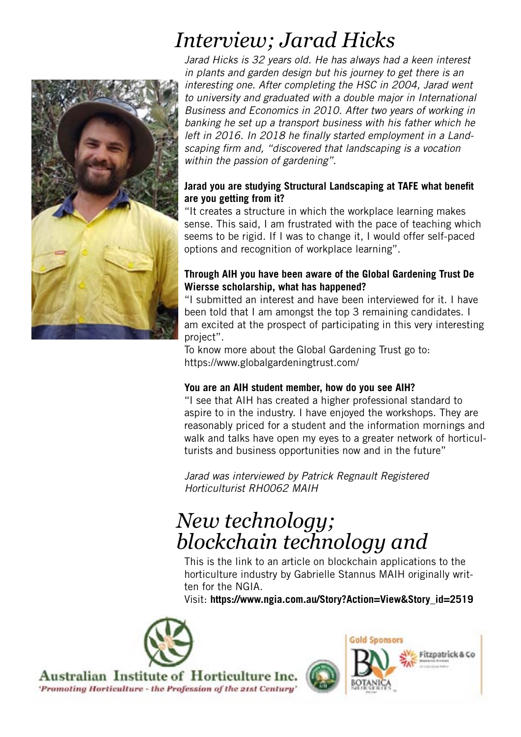# *Interview; Jarad Hicks*

*Jarad Hicks is 32 years old. He has always had a keen interest in plants and garden design but his journey to get there is an interesting one. After completing the HSC in 2004, Jarad went to university and graduated with a double major in International Business and Economics in 2010. After two years of working in banking he set up a transport business with his father which he left in 2016. In 2018 he finally started employment in a Landscaping firm and, "discovered that landscaping is a vocation within the passion of gardening".*

**Jarad you are studying Structural Landscaping at TAFE what benefit are you getting from it?**

"It creates a structure in which the workplace learning makes sense. This said, I am frustrated with the pace of teaching which seems to be rigid. If I was to change it, I would offer self-paced options and recognition of workplace learning".

**Through AIH you have been aware of the Global Gardening Trust De Wiersse scholarship, what has happened?**

"I submitted an interest and have been interviewed for it. I have been told that I am amongst the top 3 remaining candidates. I am excited at the prospect of participating in this very interesting project".

To know more about the Global Gardening Trust go to: https://www.globalgardeningtrust.com/

**You are an AIH student member, how do you see AIH?**

"I see that AIH has created a higher professional standard to aspire to in the industry. I have enjoyed the workshops. They are reasonably priced for a student and the information mornings and walk and talks have open my eyes to a greater network of horticulturists and business opportunities now and in the future"

*Jarad was interviewed by Patrick Regnault Registered Horticulturist RH0062 MAIH*

# *New technology; blockchain technology and*

This is the link to an article on blockchain applications to the horticulture industry by Gabrielle Stannus MAIH originally written for the NGIA.

Visit: **https://www.ngia.com.au/Story?Action=View&Story_id=2519**

Australian Institute of Horticulture Inc.

*'Promoting Horticulture - the Profession of the 21st Century'*

Gold Sponsors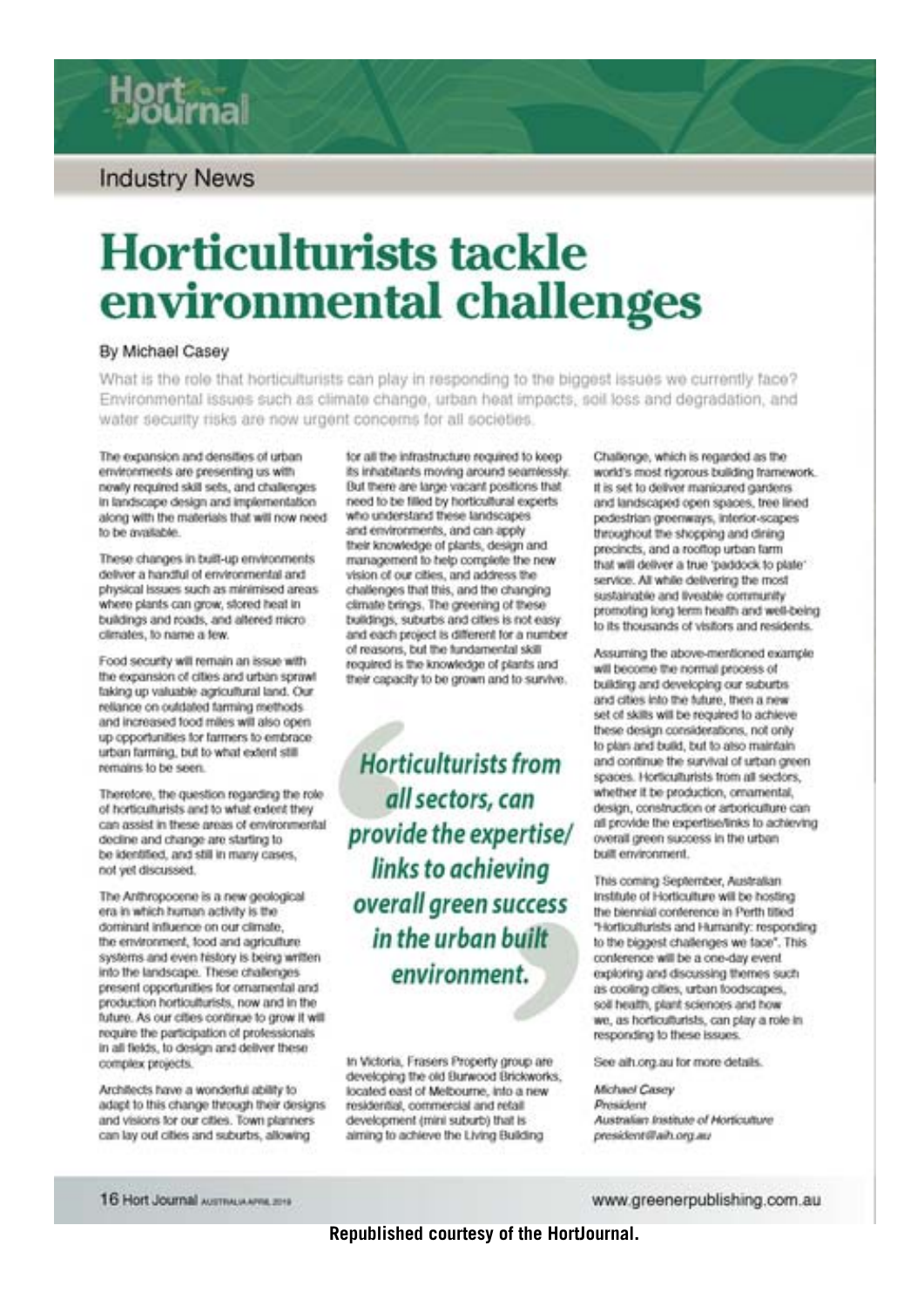Industry News

# Horticulturists tackle environmental challenges

By Michael Casey

What is the role that horticulturists can play in responding to the biggest issues we currently face? Environmental issues such as climate change, urban heat impacts, soil loss and degradation, and water security risks are now urgent concerns for all societies.

The expansion and densities of urban environments are presenting us with newly required skill sets, and challenges in landscape design and implementation along with the materials that will now need to be available.

These changes in built-up environments deliver a handful of environmental and physical issues such as minimised areas where plants can grow, stored heat in buildings and roads, and altered micro climates, to name a few.

Food security will remain an issue with the expansion of cities and urban sprawl taking up valuable agricultural land. Our reliance on outdated farming methods and increased food miles will also open up opportunities for farmers to embrace urban farming, but to what extent still remains to be seen.

Therefore, the question regarding the role of horticulturists and to what extent they can assist in these areas of environmental decline and change are starting to be identified, and still in many cases, not yet discussed.

The Anthropocene is a new geological era in which human activity is the dominant influence on our climate, the environment, food and agriculture systems and even history is being written into the landscape. These challenges present opportunities for ornamental and production horticulturists, now and in the future. As our cities continue to grow it will require the participation of professionals in all fields, to design and deliver these complex projects.

Architects have a wonderful ability to adapt to this change through their designs and visions for our cities. Town planners can lay out cities and suburbs, allowing for all the infrastructure required to keep its inhabitants moving around seamlessly. But there are large vacant positions that need to be filled by horticultural experts who understand these landscapes and environments, and can apply their knowledge of plants, design and management to help complete the new vision of our cities, and address the challenges that this, and the changing climate brings. The greening of these buildings, suburbs and cities is not easy and each project is different for a number of reasons, but the fundamental skill required is the knowledge of plants and their capacity to be grown and to survive.

> **Horticulturists from all sectors, can provide the expertise/links to achieving overall green success in the urban built environment.**

In Victoria, Frasers Property group are developing the old Burwood Brickworks, located east of Melbourne, into a new residential, commercial and retail development (mini suburb) that is aiming to achieve the Living Building Challenge, which is regarded as the world's most rigorous building framework. It is set to deliver manicured gardens and landscaped open spaces, tree lined pedestrian greenways, interior-scapes throughout the shopping and dining precincts, and a rooftop urban farm that will deliver a true 'paddock to plate' service. All while delivering the most sustainable and liveable community promoting long term health and well-being to its thousands of visitors and residents.

Assuming the above-mentioned example will become the normal process of building and developing our suburbs and cities into the future, then a new set of skills will be required to achieve these design considerations, not only to plan and build, but to also maintain and continue the survival of urban green spaces. Horticulturists from all sectors, whether it be production, ornamental, design, construction or arboriculture can all provide the expertise/links to achieving overall green success in the urban built environment.

This coming September, Australian Institute of Horticulture will be hosting the biennial conference in Perth titled "Horticulturists and Humanity: responding to the biggest challenges we face". This conference will be a one-day event exploring and discussing themes such as cooling cities, urban foodscapes, soil health, plant sciences and how we, as horticulturists, can play a role in responding to these issues.

See aih.org.au for more details.

*Michael Casey*
*President*
*Australian Institute of Horticulture*
*president@aih.org.au*

**Republished courtesy of the HortJournal.**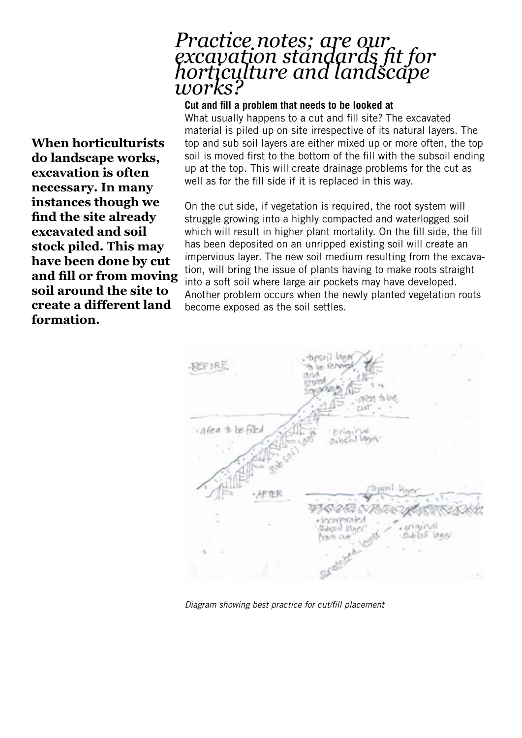# Practice notes; are our excavation standards fit for horticulture and landscape works?

**When horticulturists do landscape works, excavation is often necessary. In many instances though we find the site already excavated and soil stock piled. This may have been done by cut and fill or from moving soil around the site to create a different land formation.**

### Cut and fill a problem that needs to be looked at

What usually happens to a cut and fill site? The excavated material is piled up on site irrespective of its natural layers. The top and sub soil layers are either mixed up or more often, the top soil is moved first to the bottom of the fill with the subsoil ending up at the top. This will create drainage problems for the cut as well as for the fill side if it is replaced in this way.

On the cut side, if vegetation is required, the root system will struggle growing into a highly compacted and waterlogged soil which will result in higher plant mortality. On the fill side, the fill has been deposited on an unripped existing soil will create an impervious layer. The new soil medium resulting from the excavation, will bring the issue of plants having to make roots straight into a soft soil where large air pockets may have developed. Another problem occurs when the newly planted vegetation roots become exposed as the soil settles.

*Diagram showing best practice for cut/fill placement*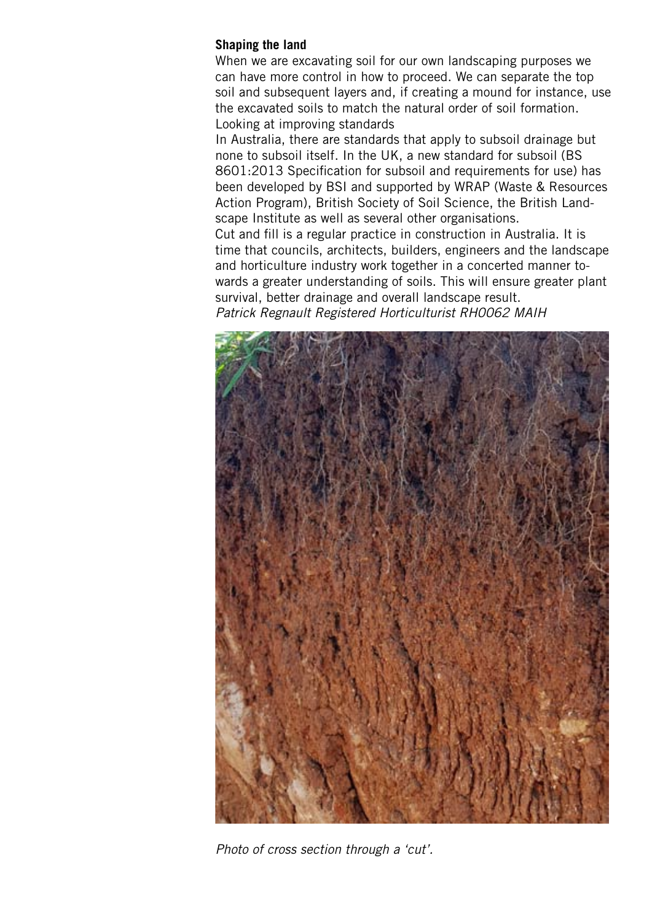**Shaping the land**

When we are excavating soil for our own landscaping purposes we can have more control in how to proceed. We can separate the top soil and subsequent layers and, if creating a mound for instance, use the excavated soils to match the natural order of soil formation.

Looking at improving standards

In Australia, there are standards that apply to subsoil drainage but none to subsoil itself. In the UK, a new standard for subsoil (BS 8601:2013 Specification for subsoil and requirements for use) has been developed by BSI and supported by WRAP (Waste & Resources Action Program), British Society of Soil Science, the British Landscape Institute as well as several other organisations.

Cut and fill is a regular practice in construction in Australia. It is time that councils, architects, builders, engineers and the landscape and horticulture industry work together in a concerted manner towards a greater understanding of soils. This will ensure greater plant survival, better drainage and overall landscape result.

*Patrick Regnault Registered Horticulturist RH0062 MAIH*

*Photo of cross section through a 'cut'.*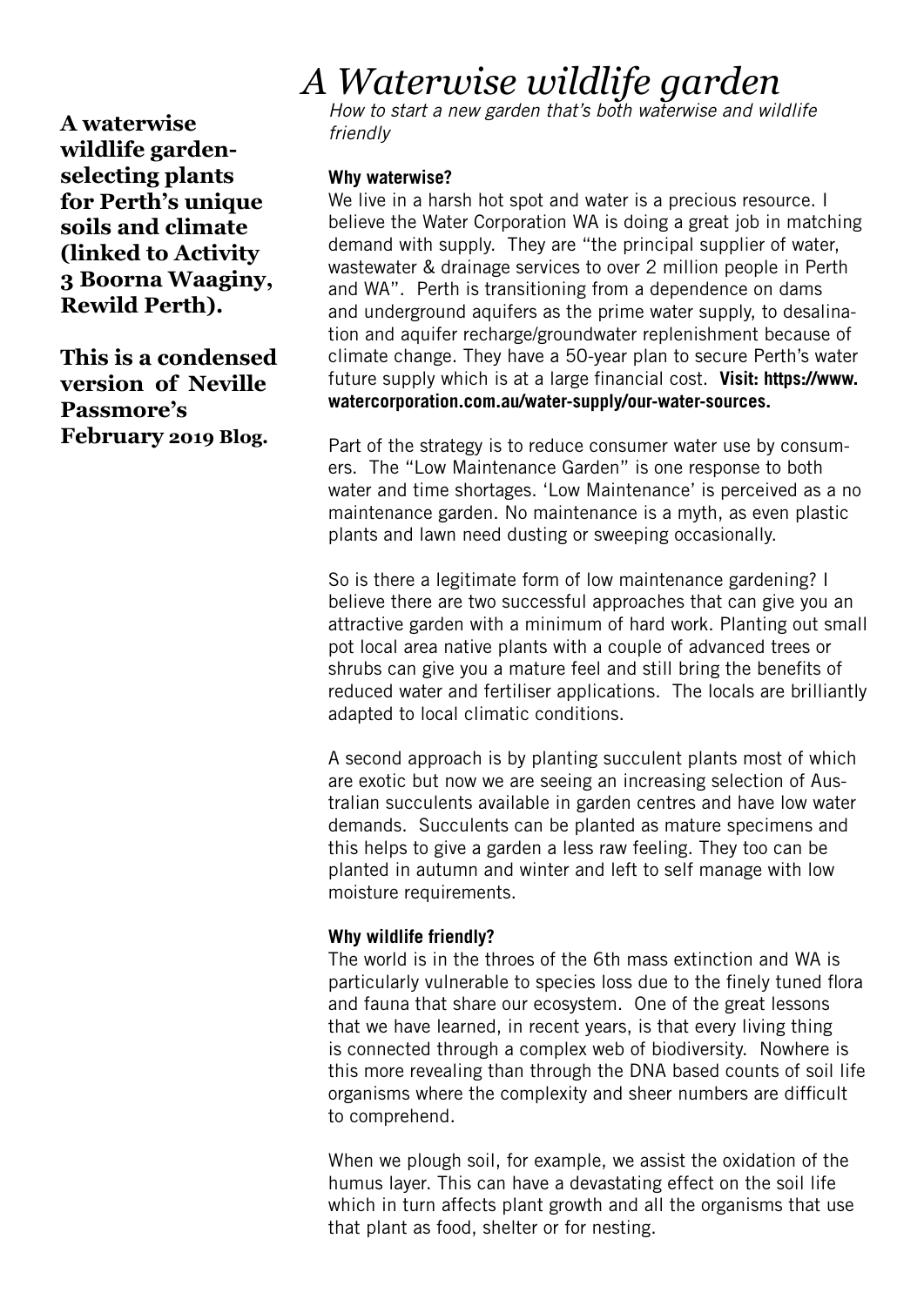**A waterwise wildlife garden- selecting plants for Perth's unique soils and climate (linked to Activity 3 Boorna Waaginy, Rewild Perth).**

**This is a condensed version of Neville Passmore's February 2019 Blog.**

# *A Waterwise wildlife garden*

*How to start a new garden that's both waterwise and wildlife friendly*

**Why waterwise?**

We live in a harsh hot spot and water is a precious resource. I believe the Water Corporation WA is doing a great job in matching demand with supply. They are "the principal supplier of water, wastewater & drainage services to over 2 million people in Perth and WA". Perth is transitioning from a dependence on dams and underground aquifers as the prime water supply, to desalination and aquifer recharge/groundwater replenishment because of climate change. They have a 50-year plan to secure Perth's water future supply which is at a large financial cost. **Visit: https://www.watercorporation.com.au/water-supply/our-water-sources.**

Part of the strategy is to reduce consumer water use by consumers. The "Low Maintenance Garden" is one response to both water and time shortages. 'Low Maintenance' is perceived as a no maintenance garden. No maintenance is a myth, as even plastic plants and lawn need dusting or sweeping occasionally.

So is there a legitimate form of low maintenance gardening? I believe there are two successful approaches that can give you an attractive garden with a minimum of hard work. Planting out small pot local area native plants with a couple of advanced trees or shrubs can give you a mature feel and still bring the benefits of reduced water and fertiliser applications. The locals are brilliantly adapted to local climatic conditions.

A second approach is by planting succulent plants most of which are exotic but now we are seeing an increasing selection of Australian succulents available in garden centres and have low water demands. Succulents can be planted as mature specimens and this helps to give a garden a less raw feeling. They too can be planted in autumn and winter and left to self manage with low moisture requirements.

**Why wildlife friendly?**

The world is in the throes of the 6th mass extinction and WA is particularly vulnerable to species loss due to the finely tuned flora and fauna that share our ecosystem. One of the great lessons that we have learned, in recent years, is that every living thing is connected through a complex web of biodiversity. Nowhere is this more revealing than through the DNA based counts of soil life organisms where the complexity and sheer numbers are difficult to comprehend.

When we plough soil, for example, we assist the oxidation of the humus layer. This can have a devastating effect on the soil life which in turn affects plant growth and all the organisms that use that plant as food, shelter or for nesting.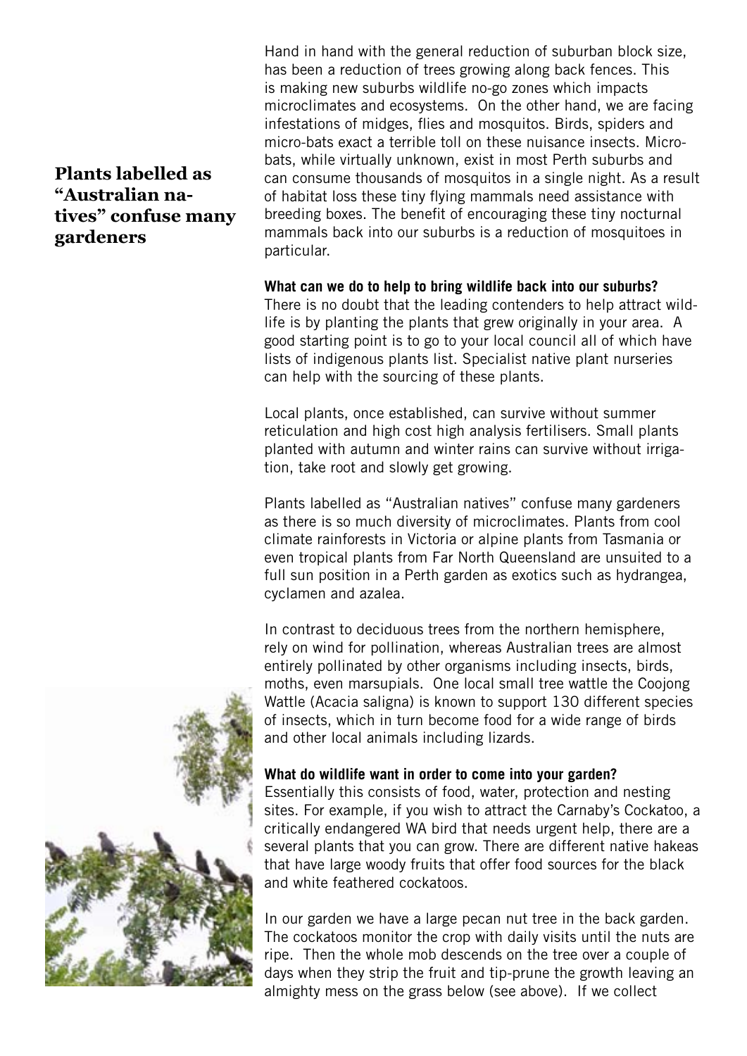Hand in hand with the general reduction of suburban block size, has been a reduction of trees growing along back fences. This is making new suburbs wildlife no-go zones which impacts microclimates and ecosystems. On the other hand, we are facing infestations of midges, flies and mosquitos. Birds, spiders and micro-bats exact a terrible toll on these nuisance insects. Micro-bats, while virtually unknown, exist in most Perth suburbs and can consume thousands of mosquitos in a single night. As a result of habitat loss these tiny flying mammals need assistance with breeding boxes. The benefit of encouraging these tiny nocturnal mammals back into our suburbs is a reduction of mosquitoes in particular.

### **Plants labelled as "Australian natives" confuse many gardeners**

#### What can we do to help to bring wildlife back into our suburbs?

There is no doubt that the leading contenders to help attract wildlife is by planting the plants that grew originally in your area. A good starting point is to go to your local council all of which have lists of indigenous plants list. Specialist native plant nurseries can help with the sourcing of these plants.

Local plants, once established, can survive without summer reticulation and high cost high analysis fertilisers. Small plants planted with autumn and winter rains can survive without irrigation, take root and slowly get growing.

Plants labelled as "Australian natives" confuse many gardeners as there is so much diversity of microclimates. Plants from cool climate rainforests in Victoria or alpine plants from Tasmania or even tropical plants from Far North Queensland are unsuited to a full sun position in a Perth garden as exotics such as hydrangea, cyclamen and azalea.

In contrast to deciduous trees from the northern hemisphere, rely on wind for pollination, whereas Australian trees are almost entirely pollinated by other organisms including insects, birds, moths, even marsupials. One local small tree wattle the Coojong Wattle (Acacia saligna) is known to support 130 different species of insects, which in turn become food for a wide range of birds and other local animals including lizards.

#### What do wildlife want in order to come into your garden?

Essentially this consists of food, water, protection and nesting sites. For example, if you wish to attract the Carnaby's Cockatoo, a critically endangered WA bird that needs urgent help, there are a several plants that you can grow. There are different native hakeas that have large woody fruits that offer food sources for the black and white feathered cockatoos.

In our garden we have a large pecan nut tree in the back garden. The cockatoos monitor the crop with daily visits until the nuts are ripe. Then the whole mob descends on the tree over a couple of days when they strip the fruit and tip-prune the growth leaving an almighty mess on the grass below (see above). If we collect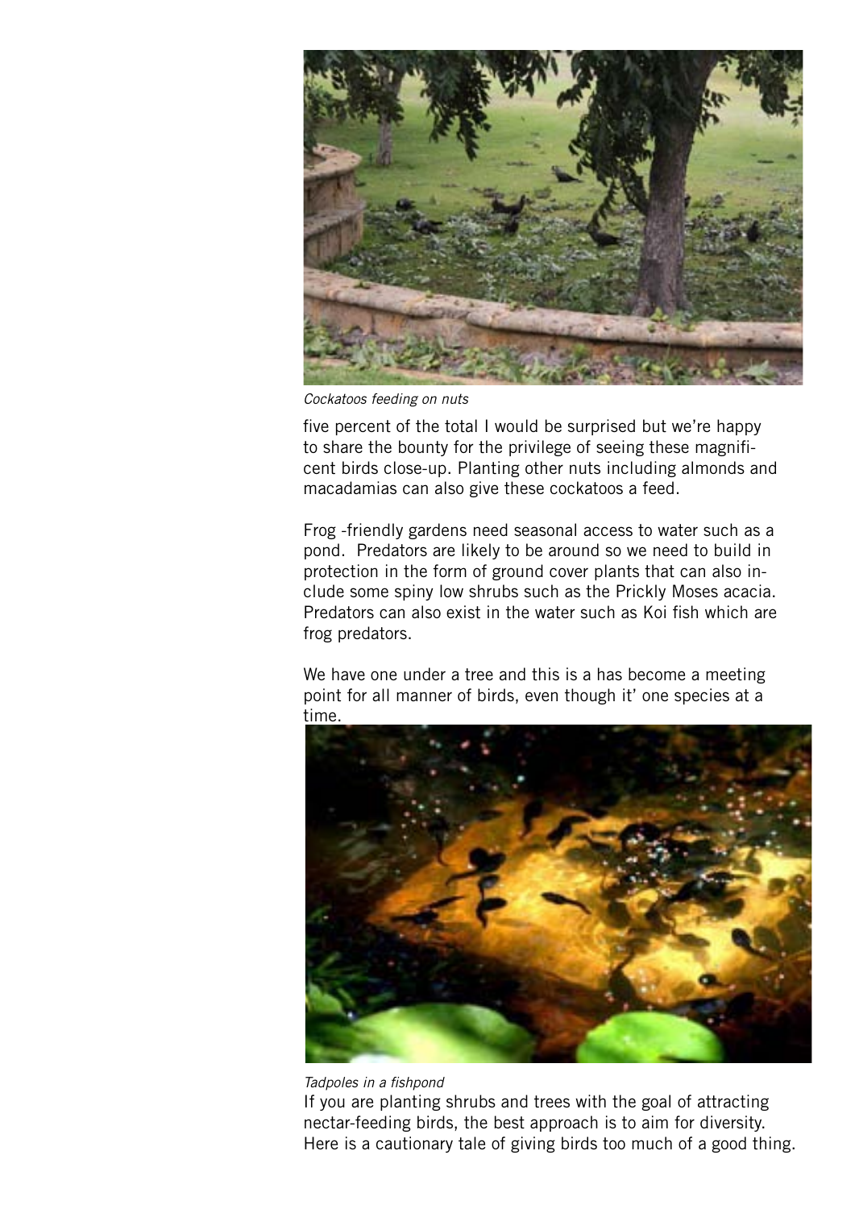*Cockatoos feeding on nuts*

five percent of the total I would be surprised but we're happy to share the bounty for the privilege of seeing these magnificent birds close-up. Planting other nuts including almonds and macadamias can also give these cockatoos a feed.

Frog -friendly gardens need seasonal access to water such as a pond.  Predators are likely to be around so we need to build in protection in the form of ground cover plants that can also include some spiny low shrubs such as the Prickly Moses acacia. Predators can also exist in the water such as Koi fish which are frog predators.

We have one under a tree and this is a has become a meeting point for all manner of birds, even though it' one species at a time.

*Tadpoles in a fishpond*

If you are planting shrubs and trees with the goal of attracting nectar-feeding birds, the best approach is to aim for diversity. Here is a cautionary tale of giving birds too much of a good thing.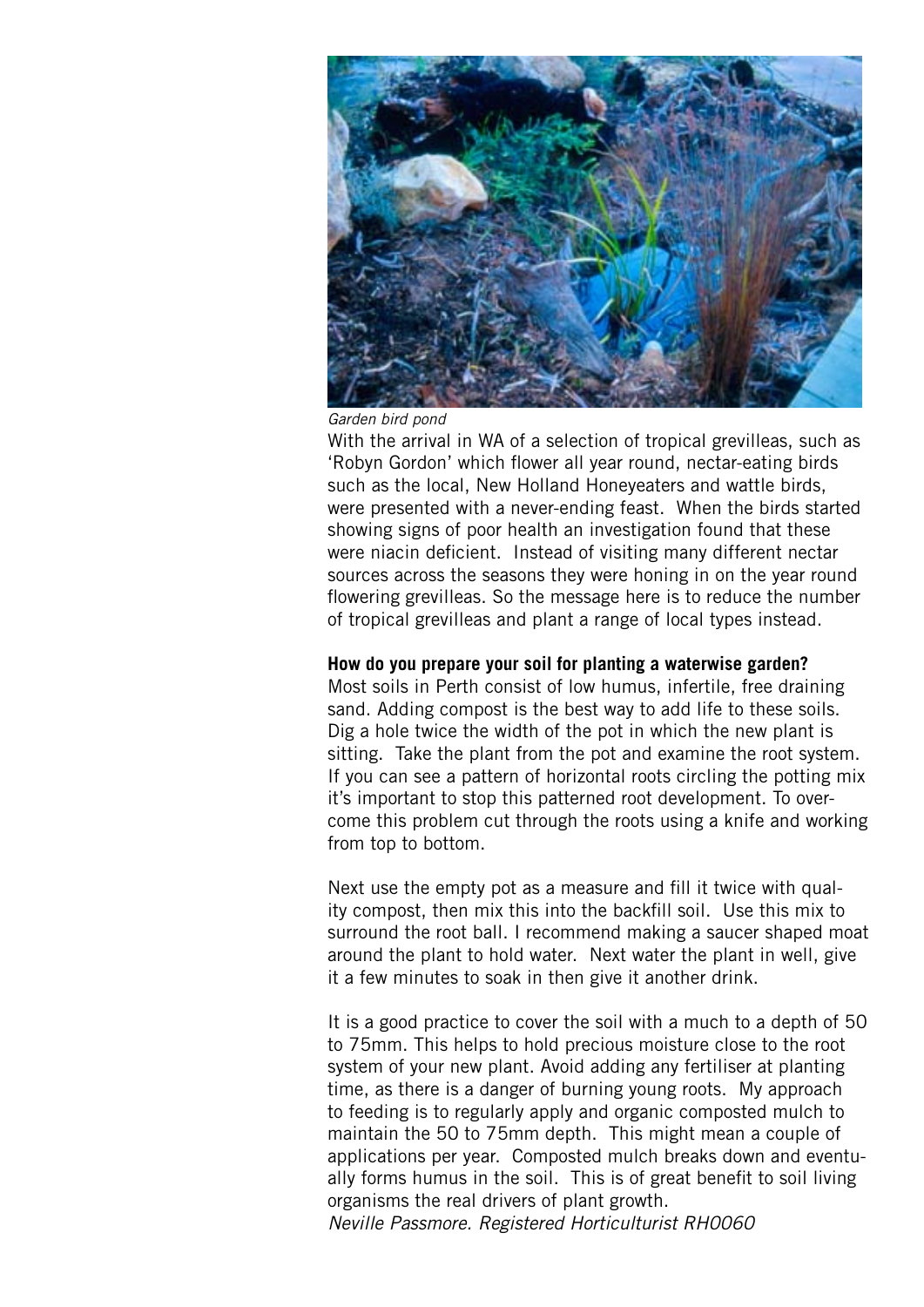*Garden bird pond*

With the arrival in WA of a selection of tropical grevilleas, such as 'Robyn Gordon' which flower all year round, nectar-eating birds such as the local, New Holland Honeyeaters and wattle birds, were presented with a never-ending feast. When the birds started showing signs of poor health an investigation found that these were niacin deficient. Instead of visiting many different nectar sources across the seasons they were honing in on the year round flowering grevilleas. So the message here is to reduce the number of tropical grevilleas and plant a range of local types instead.

**How do you prepare your soil for planting a waterwise garden?**

Most soils in Perth consist of low humus, infertile, free draining sand. Adding compost is the best way to add life to these soils. Dig a hole twice the width of the pot in which the new plant is sitting. Take the plant from the pot and examine the root system. If you can see a pattern of horizontal roots circling the potting mix it's important to stop this patterned root development. To overcome this problem cut through the roots using a knife and working from top to bottom.

Next use the empty pot as a measure and fill it twice with quality compost, then mix this into the backfill soil. Use this mix to surround the root ball. I recommend making a saucer shaped moat around the plant to hold water. Next water the plant in well, give it a few minutes to soak in then give it another drink.

It is a good practice to cover the soil with a much to a depth of 50 to 75mm. This helps to hold precious moisture close to the root system of your new plant. Avoid adding any fertiliser at planting time, as there is a danger of burning young roots. My approach to feeding is to regularly apply and organic composted mulch to maintain the 50 to 75mm depth. This might mean a couple of applications per year. Composted mulch breaks down and eventually forms humus in the soil. This is of great benefit to soil living organisms the real drivers of plant growth.

*Neville Passmore. Registered Horticulturist RH0060*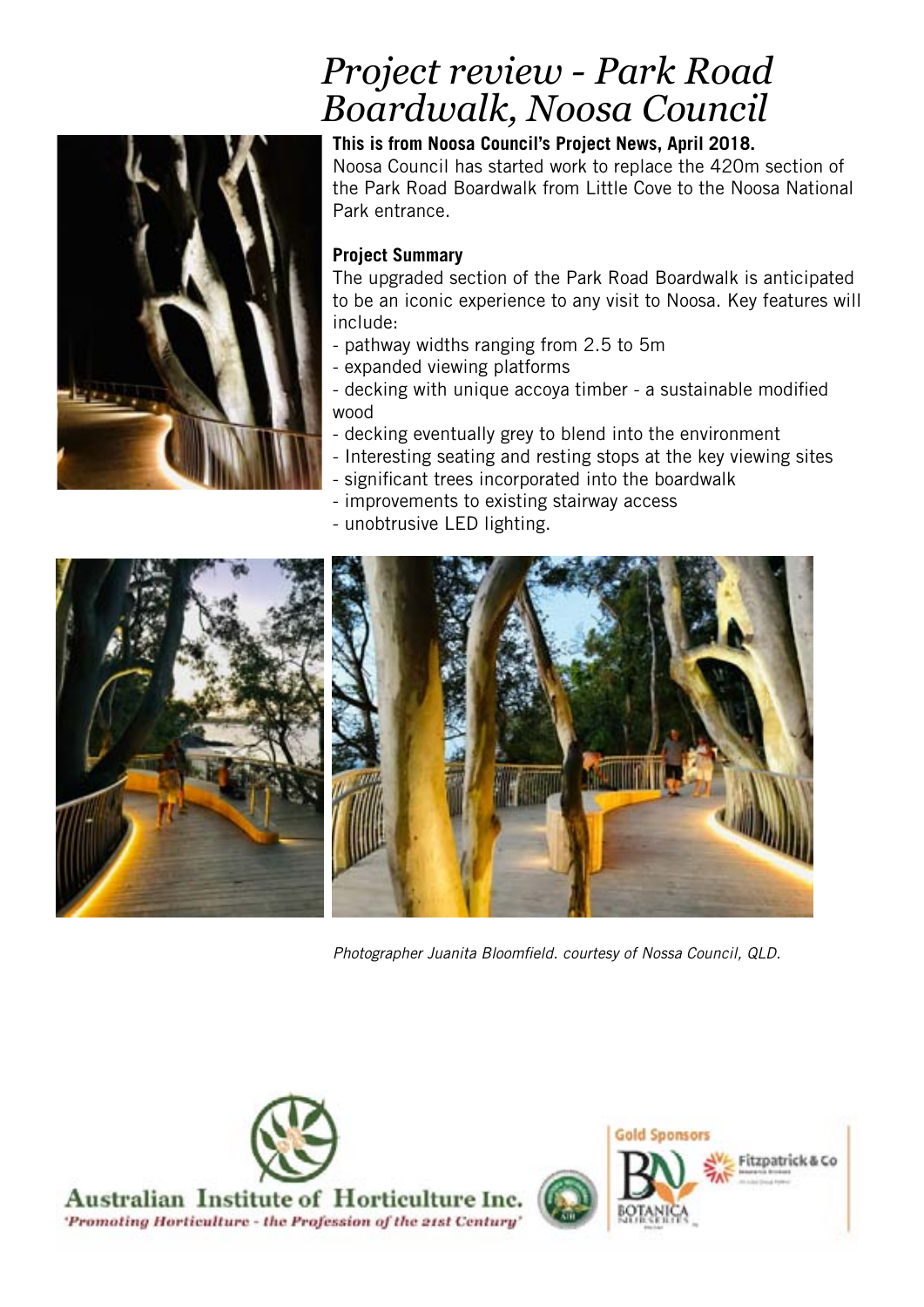# Project review - Park Road Boardwalk, Noosa Council

**This is from Noosa Council's Project News, April 2018.**

Noosa Council has started work to replace the 420m section of the Park Road Boardwalk from Little Cove to the Noosa National Park entrance.

**Project Summary**

The upgraded section of the Park Road Boardwalk is anticipated to be an iconic experience to any visit to Noosa. Key features will include:

- pathway widths ranging from 2.5 to 5m
- expanded viewing platforms
- decking with unique accoya timber - a sustainable modified wood
- decking eventually grey to blend into the environment
- Interesting seating and resting stops at the key viewing sites
- significant trees incorporated into the boardwalk
- improvements to existing stairway access
- unobtrusive LED lighting.

*Photographer Juanita Bloomfield. courtesy of Nossa Council, QLD.*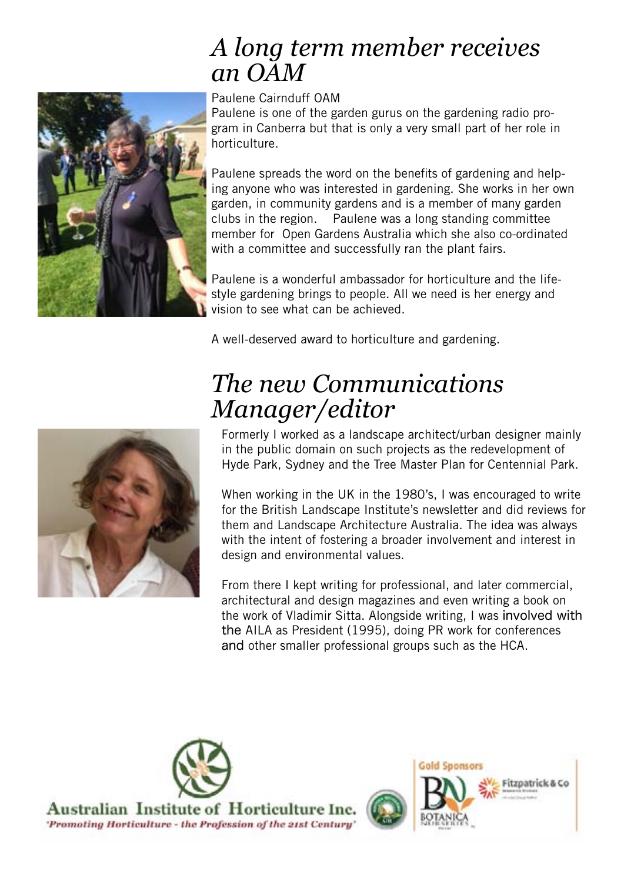# *A long term member receives an OAM*

Paulene Cairnduff OAM

Paulene is one of the garden gurus on the gardening radio program in Canberra but that is only a very small part of her role in horticulture.

Paulene spreads the word on the benefits of gardening and helping anyone who was interested in gardening. She works in her own garden, in community gardens and is a member of many garden clubs in the region. Paulene was a long standing committee member for Open Gardens Australia which she also co-ordinated with a committee and successfully ran the plant fairs.

Paulene is a wonderful ambassador for horticulture and the lifestyle gardening brings to people. All we need is her energy and vision to see what can be achieved.

A well-deserved award to horticulture and gardening.

# *The new Communications Manager/editor*

Formerly I worked as a landscape architect/urban designer mainly in the public domain on such projects as the redevelopment of Hyde Park, Sydney and the Tree Master Plan for Centennial Park.

When working in the UK in the 1980's, I was encouraged to write for the British Landscape Institute's newsletter and did reviews for them and Landscape Architecture Australia. The idea was always with the intent of fostering a broader involvement and interest in design and environmental values.

From there I kept writing for professional, and later commercial, architectural and design magazines and even writing a book on the work of Vladimir Sitta. Alongside writing, I was involved with the AILA as President (1995), doing PR work for conferences and other smaller professional groups such as the HCA.

Australian Institute of Horticulture Inc.
*'Promoting Horticulture - the Profession of the 21st Century'*

Gold Sponsors

Botanica Nurseries

Fitzpatrick & Co